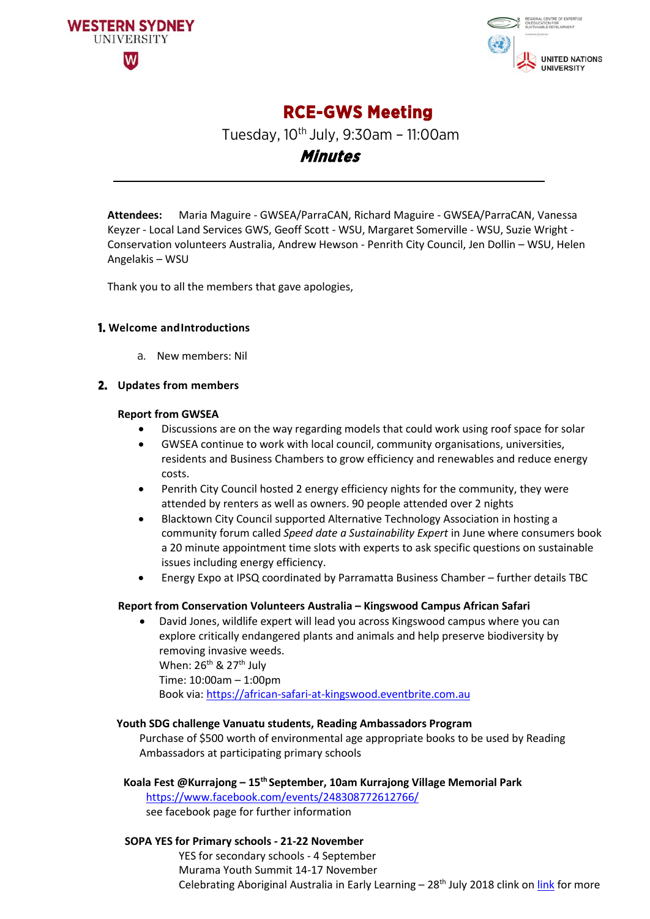# RCE-GWS Meeting

Tuesday, 10th July, 9:30am – 11:00am

## *Minutes*

---

**Attendees:** Maria Maguire - GWSEA/ParraCAN, Richard Maguire - GWSEA/ParraCAN, Vanessa Keyzer - Local Land Services GWS, Geoff Scott - WSU, Margaret Somerville - WSU, Suzie Wright - Conservation volunteers Australia, Andrew Hewson - Penrith City Council, Jen Dollin – WSU, Helen Angelakis – WSU

Thank you to all the members that gave apologies,

### 1. Welcome and Introductions

a. New members: Nil

### 2. Updates from members

**Report from GWSEA**

- Discussions are on the way regarding models that could work using roof space for solar
- GWSEA continue to work with local council, community organisations, universities, residents and Business Chambers to grow efficiency and renewables and reduce energy costs.
- Penrith City Council hosted 2 energy efficiency nights for the community, they were attended by renters as well as owners. 90 people attended over 2 nights
- Blacktown City Council supported Alternative Technology Association in hosting a community forum called *Speed date a Sustainability Expert* in June where consumers book a 20 minute appointment time slots with experts to ask specific questions on sustainable issues including energy efficiency.
- Energy Expo at IPSQ coordinated by Parramatta Business Chamber – further details TBC

**Report from Conservation Volunteers Australia – Kingswood Campus African Safari**

- David Jones, wildlife expert will lead you across Kingswood campus where you can explore critically endangered plants and animals and help preserve biodiversity by removing invasive weeds.
  When: 26th & 27th July
  Time: 10:00am – 1:00pm
  Book via: https://african-safari-at-kingswood.eventbrite.com.au

**Youth SDG challenge Vanuatu students, Reading Ambassadors Program**

Purchase of $500 worth of environmental age appropriate books to be used by Reading Ambassadors at participating primary schools

**Koala Fest @Kurrajong – 15th September, 10am Kurrajong Village Memorial Park**

https://www.facebook.com/events/248308772612766/
see facebook page for further information

**SOPA YES for Primary schools - 21-22 November**

YES for secondary schools - 4 September
Murama Youth Summit 14-17 November
Celebrating Aboriginal Australia in Early Learning – 28th July 2018 clink on link for more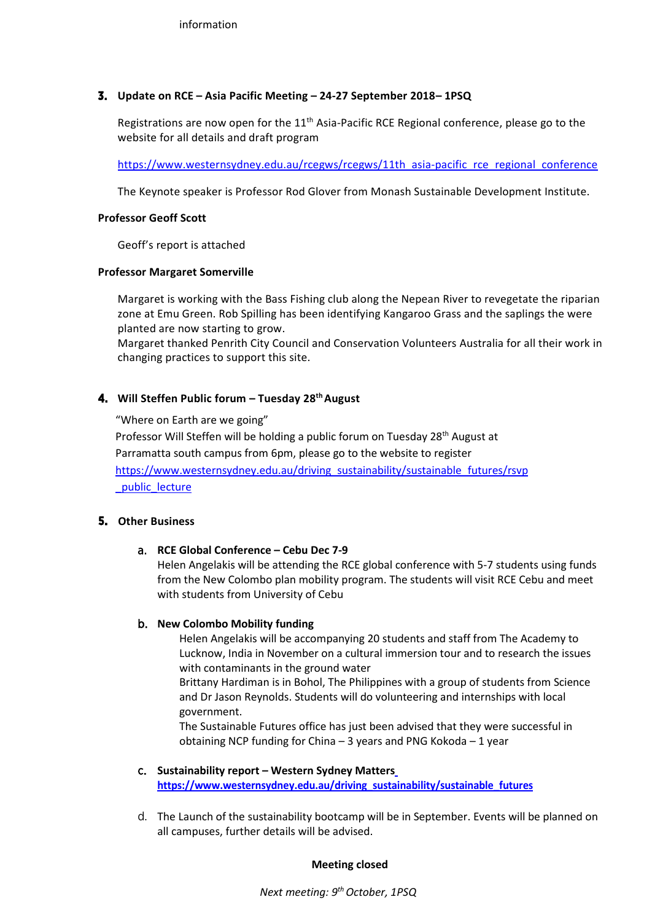information

3. **Update on RCE – Asia Pacific Meeting – 24-27 September 2018– 1PSQ**

   Registrations are now open for the 11th Asia-Pacific RCE Regional conference, please go to the website for all details and draft program

   https://www.westernsydney.edu.au/rcegws/rcegws/11th_asia-pacific_rce_regional_conference

   The Keynote speaker is Professor Rod Glover from Monash Sustainable Development Institute.

**Professor Geoff Scott**

Geoff's report is attached

**Professor Margaret Somerville**

Margaret is working with the Bass Fishing club along the Nepean River to revegetate the riparian zone at Emu Green. Rob Spilling has been identifying Kangaroo Grass and the saplings the were planted are now starting to grow.
Margaret thanked Penrith City Council and Conservation Volunteers Australia for all their work in changing practices to support this site.

4. **Will Steffen Public forum – Tuesday 28th August**

   "Where on Earth are we going"
   Professor Will Steffen will be holding a public forum on Tuesday 28th August at Parramatta south campus from 6pm, please go to the website to register
   https://www.westernsydney.edu.au/driving_sustainability/sustainable_futures/rsvp_public_lecture

5. **Other Business**

   a. **RCE Global Conference – Cebu Dec 7-9**
   Helen Angelakis will be attending the RCE global conference with 5-7 students using funds from the New Colombo plan mobility program. The students will visit RCE Cebu and meet with students from University of Cebu

   b. **New Colombo Mobility funding**
   Helen Angelakis will be accompanying 20 students and staff from The Academy to Lucknow, India in November on a cultural immersion tour and to research the issues with contaminants in the ground water
   Brittany Hardiman is in Bohol, The Philippines with a group of students from Science and Dr Jason Reynolds. Students will do volunteering and internships with local government.
   The Sustainable Futures office has just been advised that they were successful in obtaining NCP funding for China – 3 years and PNG Kokoda – 1 year

   c. **Sustainability report – Western Sydney Matters**
   **https://www.westernsydney.edu.au/driving_sustainability/sustainable_futures**

   d. The Launch of the sustainability bootcamp will be in September. Events will be planned on all campuses, further details will be advised.

**Meeting closed**

*Next meeting: 9th October, 1PSQ*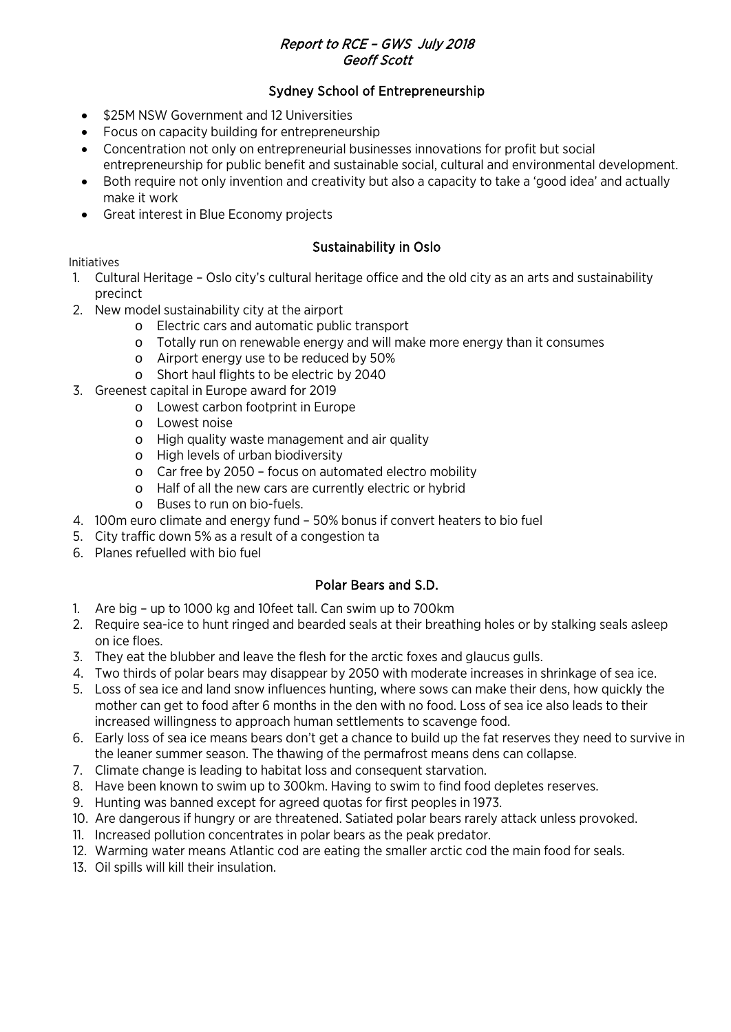*Report to RCE – GWS July 2018*
*Geoff Scott*

## Sydney School of Entrepreneurship

- $25M NSW Government and 12 Universities
- Focus on capacity building for entrepreneurship
- Concentration not only on entrepreneurial businesses innovations for profit but social entrepreneurship for public benefit and sustainable social, cultural and environmental development.
- Both require not only invention and creativity but also a capacity to take a 'good idea' and actually make it work
- Great interest in Blue Economy projects

## Sustainability in Oslo

Initiatives

1. Cultural Heritage – Oslo city's cultural heritage office and the old city as an arts and sustainability precinct
2. New model sustainability city at the airport
   - Electric cars and automatic public transport
   - Totally run on renewable energy and will make more energy than it consumes
   - Airport energy use to be reduced by 50%
   - Short haul flights to be electric by 2040
3. Greenest capital in Europe award for 2019
   - Lowest carbon footprint in Europe
   - Lowest noise
   - High quality waste management and air quality
   - High levels of urban biodiversity
   - Car free by 2050 – focus on automated electro mobility
   - Half of all the new cars are currently electric or hybrid
   - Buses to run on bio-fuels.
4. 100m euro climate and energy fund – 50% bonus if convert heaters to bio fuel
5. City traffic down 5% as a result of a congestion ta
6. Planes refuelled with bio fuel

## Polar Bears and S.D.

1. Are big – up to 1000 kg and 10feet tall. Can swim up to 700km
2. Require sea-ice to hunt ringed and bearded seals at their breathing holes or by stalking seals asleep on ice floes.
3. They eat the blubber and leave the flesh for the arctic foxes and glaucus gulls.
4. Two thirds of polar bears may disappear by 2050 with moderate increases in shrinkage of sea ice.
5. Loss of sea ice and land snow influences hunting, where sows can make their dens, how quickly the mother can get to food after 6 months in the den with no food. Loss of sea ice also leads to their increased willingness to approach human settlements to scavenge food.
6. Early loss of sea ice means bears don't get a chance to build up the fat reserves they need to survive in the leaner summer season. The thawing of the permafrost means dens can collapse.
7. Climate change is leading to habitat loss and consequent starvation.
8. Have been known to swim up to 300km. Having to swim to find food depletes reserves.
9. Hunting was banned except for agreed quotas for first peoples in 1973.
10. Are dangerous if hungry or are threatened. Satiated polar bears rarely attack unless provoked.
11. Increased pollution concentrates in polar bears as the peak predator.
12. Warming water means Atlantic cod are eating the smaller arctic cod the main food for seals.
13. Oil spills will kill their insulation.